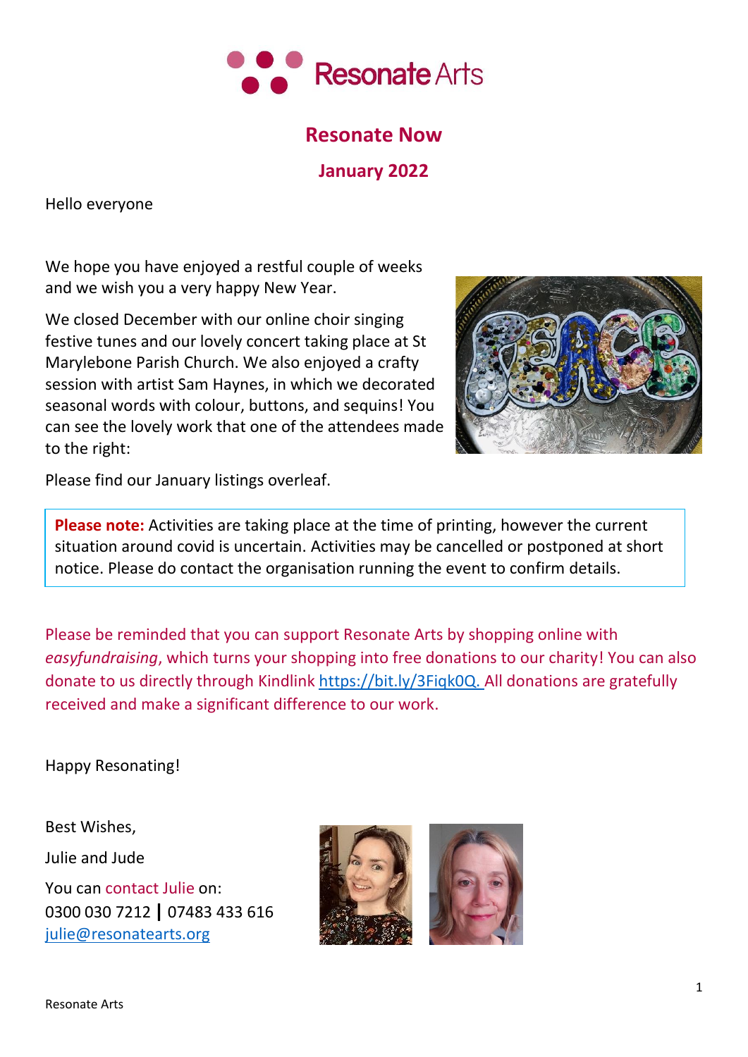Resonate Arts

# Resonate Now

## January 2022

Hello everyone

We hope you have enjoyed a restful couple of weeks and we wish you a very happy New Year.

We closed December with our online choir singing festive tunes and our lovely concert taking place at St Marylebone Parish Church. We also enjoyed a crafty session with artist Sam Haynes, in which we decorated seasonal words with colour, buttons, and sequins! You can see the lovely work that one of the attendees made to the right:

Please find our January listings overleaf.

> **Please note:** Activities are taking place at the time of printing, however the current situation around covid is uncertain. Activities may be cancelled or postponed at short notice. Please do contact the organisation running the event to confirm details.

Please be reminded that you can support Resonate Arts by shopping online with *easyfundraising*, which turns your shopping into free donations to our charity! You can also donate to us directly through Kindlink https://bit.ly/3Fiqk0Q. All donations are gratefully received and make a significant difference to our work.

Happy Resonating!

Best Wishes,

Julie and Jude

You can contact Julie on:
0300 030 7212 | 07483 433 616
julie@resonatearts.org

Resonate Arts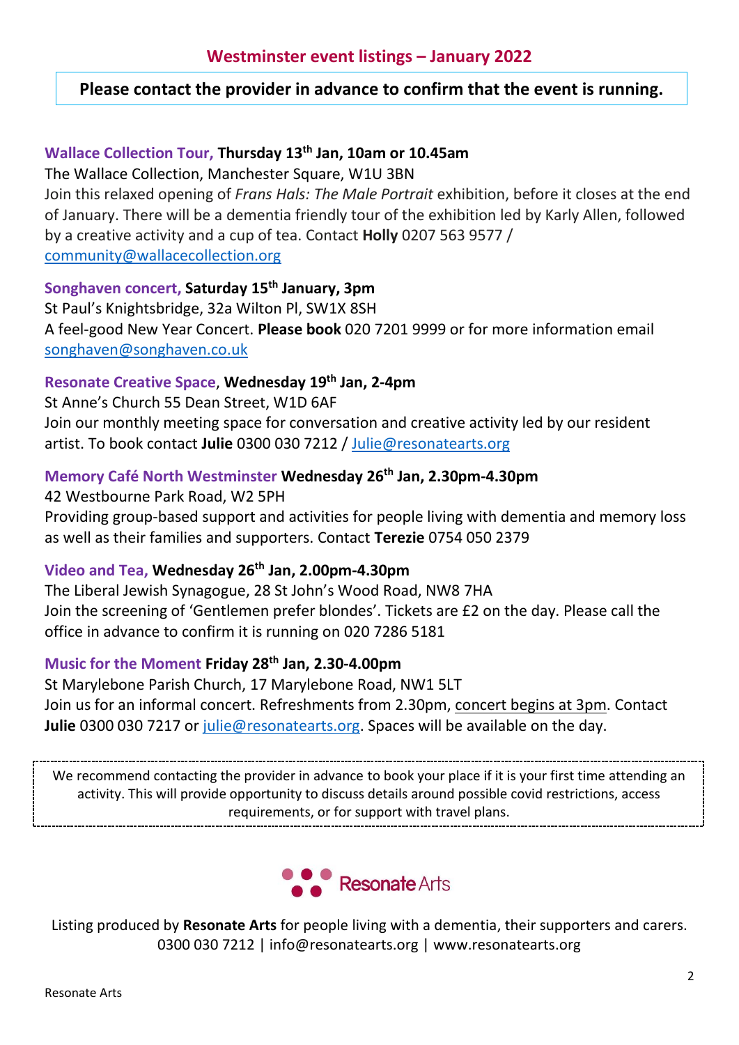## Westminster event listings – January 2022

**Please contact the provider in advance to confirm that the event is running.**

**Wallace Collection Tour, Thursday 13th Jan, 10am or 10.45am**
The Wallace Collection, Manchester Square, W1U 3BN
Join this relaxed opening of *Frans Hals: The Male Portrait* exhibition, before it closes at the end of January. There will be a dementia friendly tour of the exhibition led by Karly Allen, followed by a creative activity and a cup of tea. Contact **Holly** 0207 563 9577 / community@wallacecollection.org

**Songhaven concert, Saturday 15th January, 3pm**
St Paul's Knightsbridge, 32a Wilton Pl, SW1X 8SH
A feel-good New Year Concert. **Please book** 020 7201 9999 or for more information email songhaven@songhaven.co.uk

**Resonate Creative Space, Wednesday 19th Jan, 2-4pm**
St Anne's Church 55 Dean Street, W1D 6AF
Join our monthly meeting space for conversation and creative activity led by our resident artist. To book contact **Julie** 0300 030 7212 / Julie@resonatearts.org

**Memory Café North Westminster Wednesday 26th Jan, 2.30pm-4.30pm**
42 Westbourne Park Road, W2 5PH
Providing group-based support and activities for people living with dementia and memory loss as well as their families and supporters. Contact **Terezie** 0754 050 2379

**Video and Tea, Wednesday 26th Jan, 2.00pm-4.30pm**
The Liberal Jewish Synagogue, 28 St John's Wood Road, NW8 7HA
Join the screening of 'Gentlemen prefer blondes'. Tickets are £2 on the day. Please call the office in advance to confirm it is running on 020 7286 5181

**Music for the Moment Friday 28th Jan, 2.30-4.00pm**
St Marylebone Parish Church, 17 Marylebone Road, NW1 5LT
Join us for an informal concert. Refreshments from 2.30pm, concert begins at 3pm. Contact **Julie** 0300 030 7217 or julie@resonatearts.org. Spaces will be available on the day.

We recommend contacting the provider in advance to book your place if it is your first time attending an activity. This will provide opportunity to discuss details around possible covid restrictions, access requirements, or for support with travel plans.

Resonate Arts

Listing produced by **Resonate Arts** for people living with a dementia, their supporters and carers.
0300 030 7212 | info@resonatearts.org | www.resonatearts.org